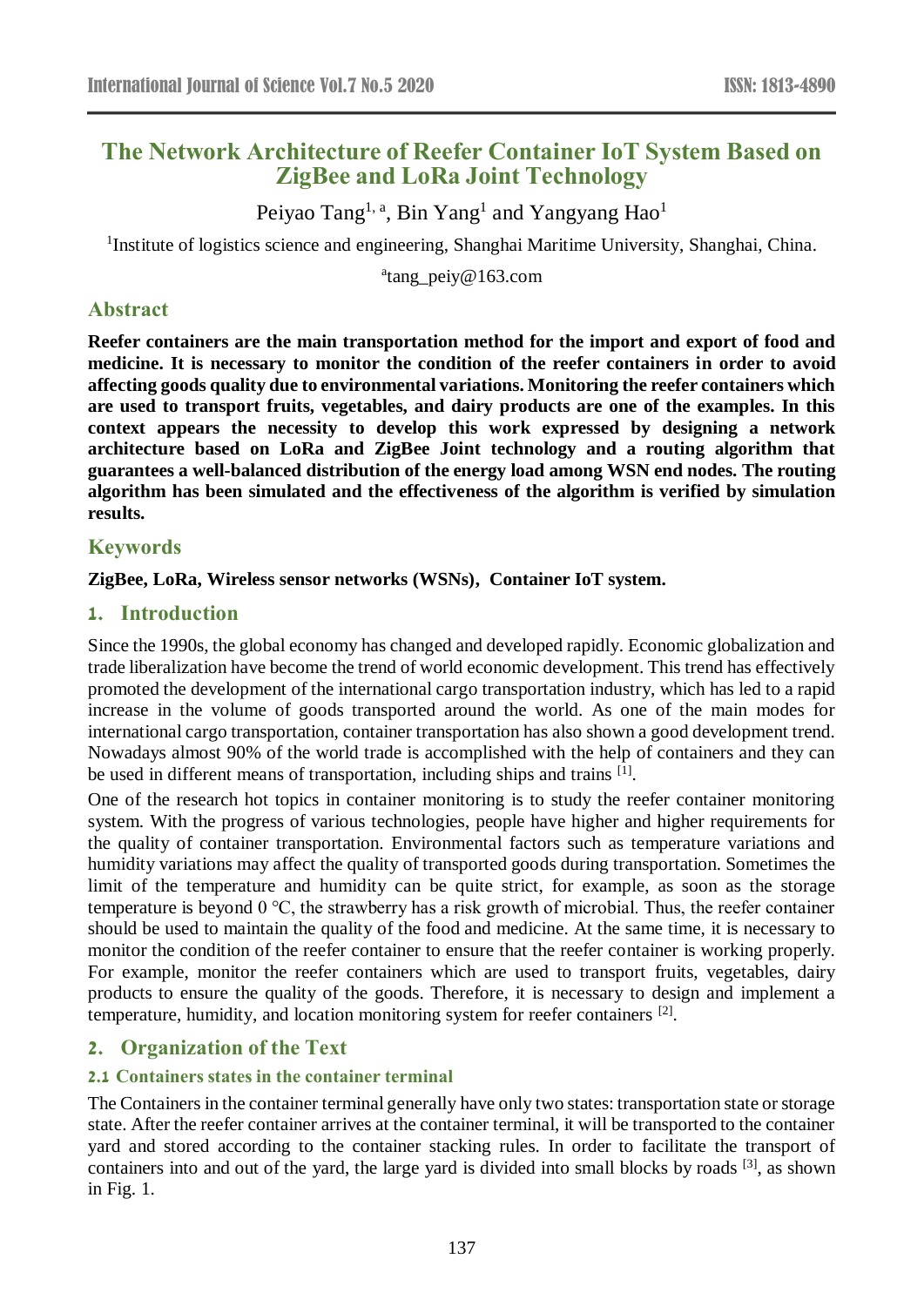# The Network Architecture of Reefer Container IoT System Based on ZigBee and LoRa Joint Technology

Peiyao Tang[1, a], Bin Yang[1] and Yangyang Hao[1]

[1]Institute of logistics science and engineering, Shanghai Maritime University, Shanghai, China.

[a]tang_peiy@163.com

## Abstract

**Reefer containers are the main transportation method for the import and export of food and medicine. It is necessary to monitor the condition of the reefer containers in order to avoid affecting goods quality due to environmental variations. Monitoring the reefer containers which are used to transport fruits, vegetables, and dairy products are one of the examples. In this context appears the necessity to develop this work expressed by designing a network architecture based on LoRa and ZigBee Joint technology and a routing algorithm that guarantees a well-balanced distribution of the energy load among WSN end nodes. The routing algorithm has been simulated and the effectiveness of the algorithm is verified by simulation results.**

## Keywords

**ZigBee, LoRa, Wireless sensor networks (WSNs), Container IoT system.**

## 1. Introduction

Since the 1990s, the global economy has changed and developed rapidly. Economic globalization and trade liberalization have become the trend of world economic development. This trend has effectively promoted the development of the international cargo transportation industry, which has led to a rapid increase in the volume of goods transported around the world. As one of the main modes for international cargo transportation, container transportation has also shown a good development trend. Nowadays almost 90% of the world trade is accomplished with the help of containers and they can be used in different means of transportation, including ships and trains [1].

One of the research hot topics in container monitoring is to study the reefer container monitoring system. With the progress of various technologies, people have higher and higher requirements for the quality of container transportation. Environmental factors such as temperature variations and humidity variations may affect the quality of transported goods during transportation. Sometimes the limit of the temperature and humidity can be quite strict, for example, as soon as the storage temperature is beyond 0 °C, the strawberry has a risk growth of microbial. Thus, the reefer container should be used to maintain the quality of the food and medicine. At the same time, it is necessary to monitor the condition of the reefer container to ensure that the reefer container is working properly. For example, monitor the reefer containers which are used to transport fruits, vegetables, dairy products to ensure the quality of the goods. Therefore, it is necessary to design and implement a temperature, humidity, and location monitoring system for reefer containers [2].

## 2. Organization of the Text

### 2.1 Containers states in the container terminal

The Containers in the container terminal generally have only two states: transportation state or storage state. After the reefer container arrives at the container terminal, it will be transported to the container yard and stored according to the container stacking rules. In order to facilitate the transport of containers into and out of the yard, the large yard is divided into small blocks by roads [3], as shown in Fig. 1.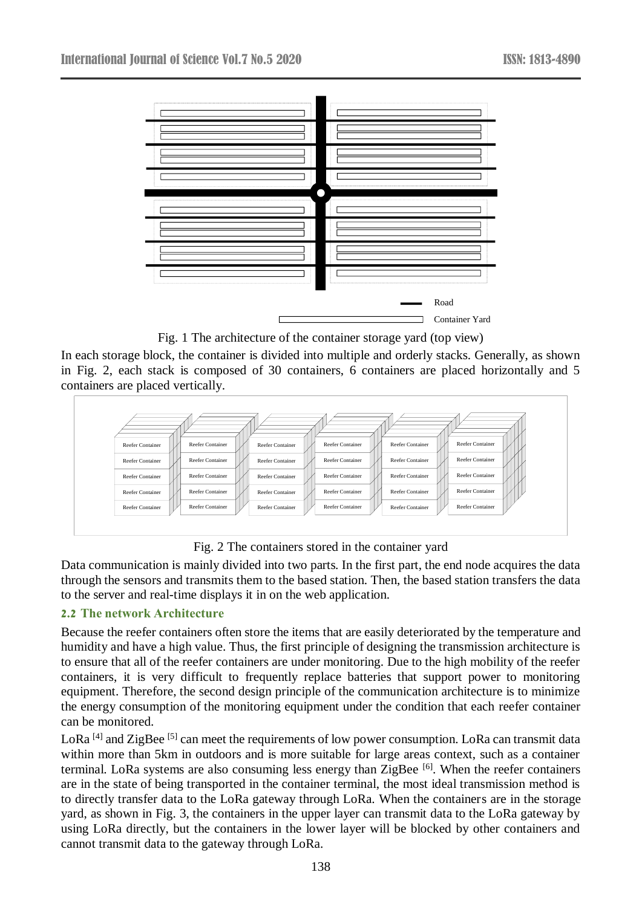Fig. 1 The architecture of the container storage yard (top view)

In each storage block, the container is divided into multiple and orderly stacks. Generally, as shown in Fig. 2, each stack is composed of 30 containers, 6 containers are placed horizontally and 5 containers are placed vertically.

Fig. 2 The containers stored in the container yard

Data communication is mainly divided into two parts. In the first part, the end node acquires the data through the sensors and transmits them to the based station. Then, the based station transfers the data to the server and real-time displays it in on the web application.

## 2.2 The network Architecture

Because the reefer containers often store the items that are easily deteriorated by the temperature and humidity and have a high value. Thus, the first principle of designing the transmission architecture is to ensure that all of the reefer containers are under monitoring. Due to the high mobility of the reefer containers, it is very difficult to frequently replace batteries that support power to monitoring equipment. Therefore, the second design principle of the communication architecture is to minimize the energy consumption of the monitoring equipment under the condition that each reefer container can be monitored.

LoRa [4] and ZigBee [5] can meet the requirements of low power consumption. LoRa can transmit data within more than 5km in outdoors and is more suitable for large areas context, such as a container terminal. LoRa systems are also consuming less energy than ZigBee [6]. When the reefer containers are in the state of being transported in the container terminal, the most ideal transmission method is to directly transfer data to the LoRa gateway through LoRa. When the containers are in the storage yard, as shown in Fig. 3, the containers in the upper layer can transmit data to the LoRa gateway by using LoRa directly, but the containers in the lower layer will be blocked by other containers and cannot transmit data to the gateway through LoRa.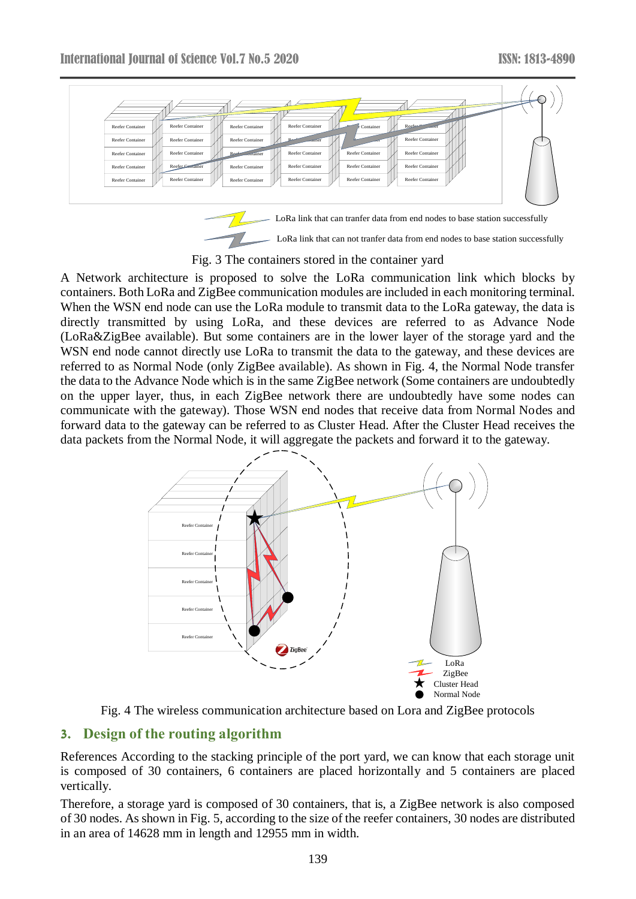Fig. 3 The containers stored in the container yard

A Network architecture is proposed to solve the LoRa communication link which blocks by containers. Both LoRa and ZigBee communication modules are included in each monitoring terminal. When the WSN end node can use the LoRa module to transmit data to the LoRa gateway, the data is directly transmitted by using LoRa, and these devices are referred to as Advance Node (LoRa&ZigBee available). But some containers are in the lower layer of the storage yard and the WSN end node cannot directly use LoRa to transmit the data to the gateway, and these devices are referred to as Normal Node (only ZigBee available). As shown in Fig. 4, the Normal Node transfer the data to the Advance Node which is in the same ZigBee network (Some containers are undoubtedly on the upper layer, thus, in each ZigBee network there are undoubtedly have some nodes can communicate with the gateway). Those WSN end nodes that receive data from Normal Nodes and forward data to the gateway can be referred to as Cluster Head. After the Cluster Head receives the data packets from the Normal Node, it will aggregate the packets and forward it to the gateway.

Fig. 4 The wireless communication architecture based on Lora and ZigBee protocols

## 3. Design of the routing algorithm

References According to the stacking principle of the port yard, we can know that each storage unit is composed of 30 containers, 6 containers are placed horizontally and 5 containers are placed vertically.

Therefore, a storage yard is composed of 30 containers, that is, a ZigBee network is also composed of 30 nodes. As shown in Fig. 5, according to the size of the reefer containers, 30 nodes are distributed in an area of 14628 mm in length and 12955 mm in width.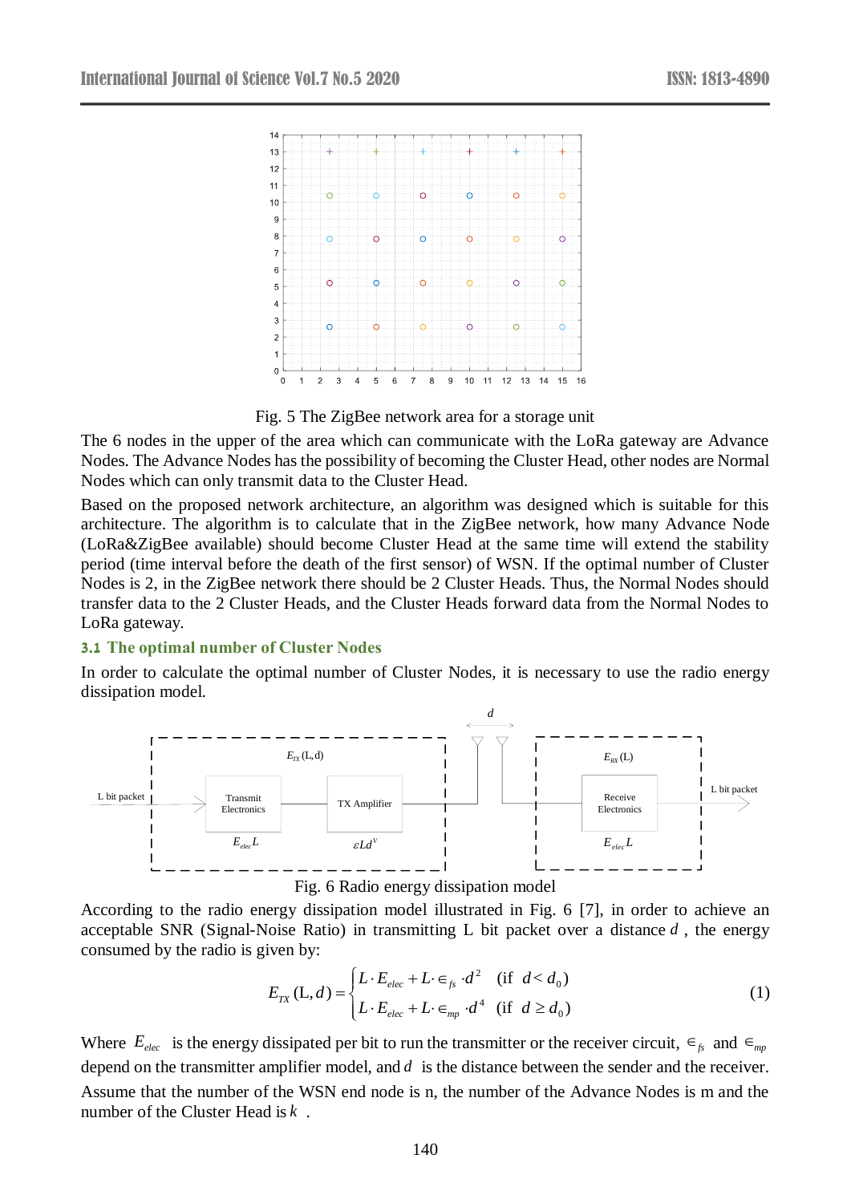Fig. 5 The ZigBee network area for a storage unit

The 6 nodes in the upper of the area which can communicate with the LoRa gateway are Advance Nodes. The Advance Nodes has the possibility of becoming the Cluster Head, other nodes are Normal Nodes which can only transmit data to the Cluster Head.

Based on the proposed network architecture, an algorithm was designed which is suitable for this architecture. The algorithm is to calculate that in the ZigBee network, how many Advance Node (LoRa&ZigBee available) should become Cluster Head at the same time will extend the stability period (time interval before the death of the first sensor) of WSN. If the optimal number of Cluster Nodes is 2, in the ZigBee network there should be 2 Cluster Heads. Thus, the Normal Nodes should transfer data to the 2 Cluster Heads, and the Cluster Heads forward data from the Normal Nodes to LoRa gateway.

### 3.1 The optimal number of Cluster Nodes

In order to calculate the optimal number of Cluster Nodes, it is necessary to use the radio energy dissipation model.

Fig. 6 Radio energy dissipation model

According to the radio energy dissipation model illustrated in Fig. 6 [7], in order to achieve an acceptable SNR (Signal-Noise Ratio) in transmitting L bit packet over a distance $d$ , the energy consumed by the radio is given by:

$$E_{TX}(\mathrm{L}, d) = \begin{cases} L \cdot E_{elec} + L \cdot \in_{fs} \cdot d^2 & (\text{if } d < d_0) \\ L \cdot E_{elec} + L \cdot \in_{mp} \cdot d^4 & (\text{if } d \geq d_0) \end{cases} \tag{1}$$

Where $E_{elec}$ is the energy dissipated per bit to run the transmitter or the receiver circuit, $\in_{fs}$ and $\in_{mp}$ depend on the transmitter amplifier model, and $d$ is the distance between the sender and the receiver.

Assume that the number of the WSN end node is n, the number of the Advance Nodes is m and the number of the Cluster Head is $k$ .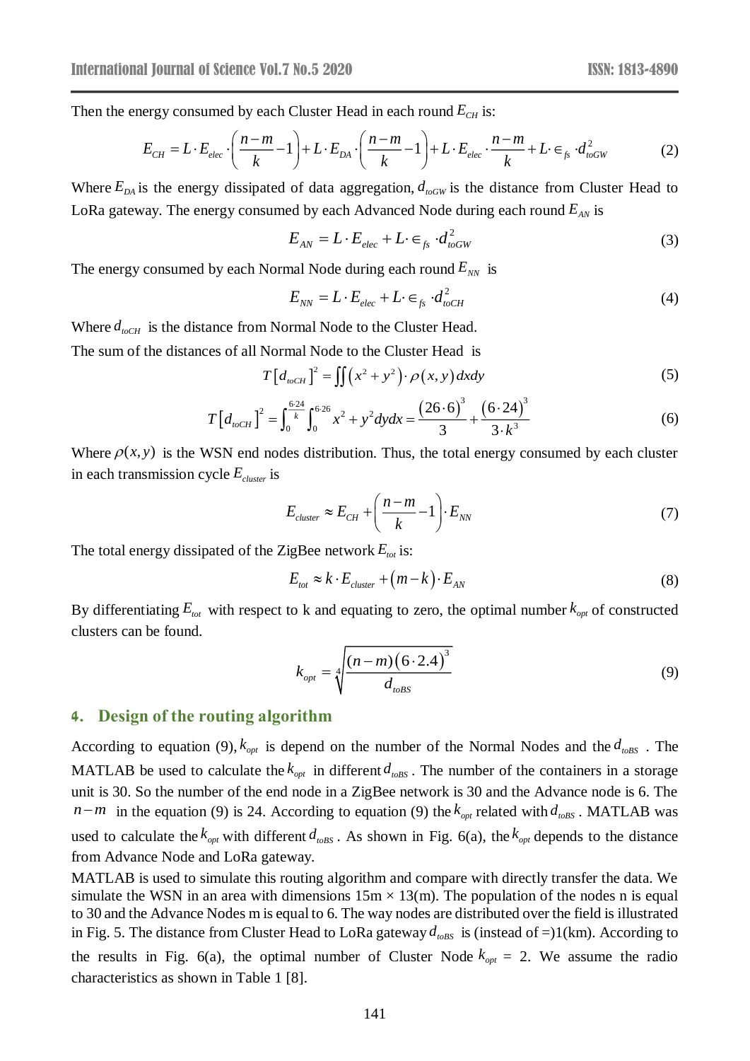Then the energy consumed by each Cluster Head in each round $E_{CH}$ is:

$$E_{CH} = L \cdot E_{elec} \cdot \left(\frac{n-m}{k} - 1\right) + L \cdot E_{DA} \cdot \left(\frac{n-m}{k} - 1\right) + L \cdot E_{elec} \cdot \frac{n-m}{k} + L \cdot \in_{fs} \cdot d_{toGW}^2 \tag{2}$$

Where $E_{DA}$ is the energy dissipated of data aggregation, $d_{toGW}$ is the distance from Cluster Head to LoRa gateway. The energy consumed by each Advanced Node during each round $E_{AN}$ is

$$E_{AN} = L \cdot E_{elec} + L \cdot \in_{fs} \cdot d_{toGW}^2 \tag{3}$$

The energy consumed by each Normal Node during each round $E_{NN}$ is

$$E_{NN} = L \cdot E_{elec} + L \cdot \in_{fs} \cdot d_{toCH}^2 \tag{4}$$

Where $d_{toCH}$ is the distance from Normal Node to the Cluster Head.

The sum of the distances of all Normal Node to the Cluster Head is

$$T\left[d_{toCH}\right]^2 = \iint \left(x^2 + y^2\right) \cdot \rho(x, y)\, dxdy \tag{5}$$

$$T\left[d_{toCH}\right]^2 = \int_0^{\frac{6 \cdot 24}{k}} \int_0^{6 \cdot 26} x^2 + y^2 dydx = \frac{(26 \cdot 6)^3}{3} + \frac{(6 \cdot 24)^3}{3 \cdot k^3} \tag{6}$$

Where $\rho(x, y)$ is the WSN end nodes distribution. Thus, the total energy consumed by each cluster in each transmission cycle $E_{cluster}$ is

$$E_{cluster} \approx E_{CH} + \left(\frac{n-m}{k} - 1\right) \cdot E_{NN} \tag{7}$$

The total energy dissipated of the ZigBee network $E_{tot}$ is:

$$E_{tot} \approx k \cdot E_{cluster} + (m - k) \cdot E_{AN} \tag{8}$$

By differentiating $E_{tot}$ with respect to k and equating to zero, the optimal number $k_{opt}$ of constructed clusters can be found.

$$k_{opt} = \sqrt[4]{\frac{(n-m)(6 \cdot 2.4)^3}{d_{toBS}}} \tag{9}$$

## 4. Design of the routing algorithm

According to equation (9), $k_{opt}$ is depend on the number of the Normal Nodes and the $d_{toBS}$. The MATLAB be used to calculate the $k_{opt}$ in different $d_{toBS}$. The number of the containers in a storage unit is 30. So the number of the end node in a ZigBee network is 30 and the Advance node is 6. The $n-m$ in the equation (9) is 24. According to equation (9) the $k_{opt}$ related with $d_{toBS}$. MATLAB was used to calculate the $k_{opt}$ with different $d_{toBS}$. As shown in Fig. 6(a), the $k_{opt}$ depends to the distance from Advance Node and LoRa gateway.

MATLAB is used to simulate this routing algorithm and compare with directly transfer the data. We simulate the WSN in an area with dimensions 15m × 13(m). The population of the nodes n is equal to 30 and the Advance Nodes m is equal to 6. The way nodes are distributed over the field is illustrated in Fig. 5. The distance from Cluster Head to LoRa gateway $d_{toBS}$ is (instead of =)1(km). According to the results in Fig. 6(a), the optimal number of Cluster Node $k_{opt}$ = 2. We assume the radio characteristics as shown in Table 1 [8].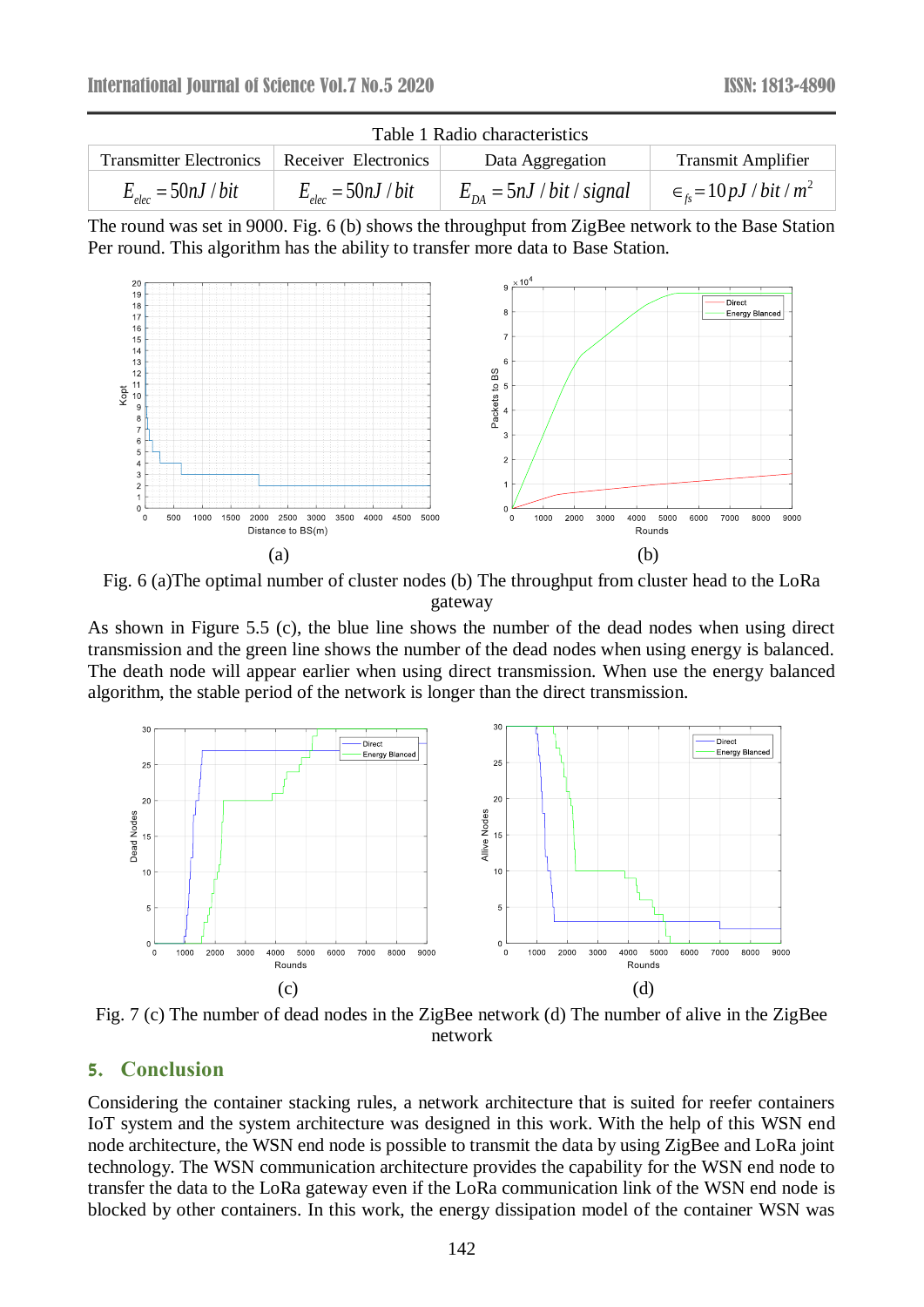Table 1 Radio characteristics

| Transmitter Electronics | Receiver Electronics | Data Aggregation | Transmit Amplifier |
|---|---|---|---|
| $E_{elec} = 50nJ/bit$ | $E_{elec} = 50nJ/bit$ | $E_{DA} = 5nJ/bit/signal$ | $\in_{fs} = 10\,pJ/bit/m^2$ |

The round was set in 9000. Fig. 6 (b) shows the throughput from ZigBee network to the Base Station Per round. This algorithm has the ability to transfer more data to Base Station.

(a) (b)

Fig. 6 (a)The optimal number of cluster nodes (b) The throughput from cluster head to the LoRa gateway

As shown in Figure 5.5 (c), the blue line shows the number of the dead nodes when using direct transmission and the green line shows the number of the dead nodes when using energy is balanced. The death node will appear earlier when using direct transmission. When use the energy balanced algorithm, the stable period of the network is longer than the direct transmission.

(c) (d)

Fig. 7 (c) The number of dead nodes in the ZigBee network (d) The number of alive in the ZigBee network

## 5. Conclusion

Considering the container stacking rules, a network architecture that is suited for reefer containers IoT system and the system architecture was designed in this work. With the help of this WSN end node architecture, the WSN end node is possible to transmit the data by using ZigBee and LoRa joint technology. The WSN communication architecture provides the capability for the WSN end node to transfer the data to the LoRa gateway even if the LoRa communication link of the WSN end node is blocked by other containers. In this work, the energy dissipation model of the container WSN was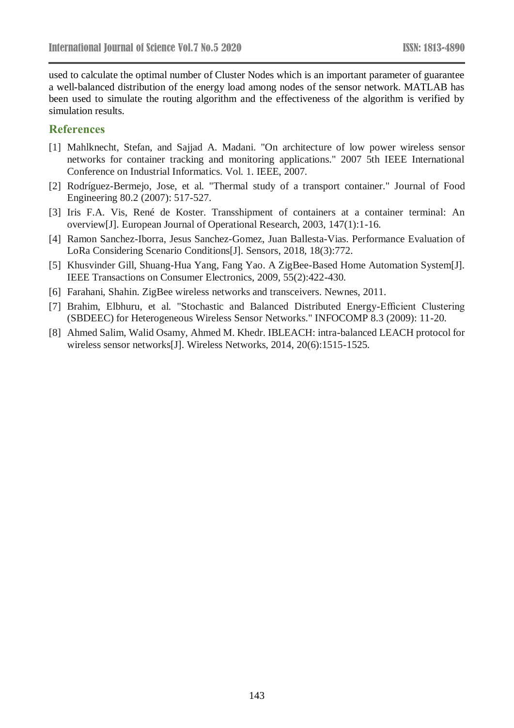used to calculate the optimal number of Cluster Nodes which is an important parameter of guarantee a well-balanced distribution of the energy load among nodes of the sensor network. MATLAB has been used to simulate the routing algorithm and the effectiveness of the algorithm is verified by simulation results.

## References

[1] Mahlknecht, Stefan, and Sajjad A. Madani. "On architecture of low power wireless sensor networks for container tracking and monitoring applications." 2007 5th IEEE International Conference on Industrial Informatics. Vol. 1. IEEE, 2007.

[2] Rodríguez-Bermejo, Jose, et al. "Thermal study of a transport container." Journal of Food Engineering 80.2 (2007): 517-527.

[3] Iris F.A. Vis, René de Koster. Transshipment of containers at a container terminal: An overview[J]. European Journal of Operational Research, 2003, 147(1):1-16.

[4] Ramon Sanchez-Iborra, Jesus Sanchez-Gomez, Juan Ballesta-Vias. Performance Evaluation of LoRa Considering Scenario Conditions[J]. Sensors, 2018, 18(3):772.

[5] Khusvinder Gill, Shuang-Hua Yang, Fang Yao. A ZigBee-Based Home Automation System[J]. IEEE Transactions on Consumer Electronics, 2009, 55(2):422-430.

[6] Farahani, Shahin. ZigBee wireless networks and transceivers. Newnes, 2011.

[7] Brahim, Elbhuru, et al. "Stochastic and Balanced Distributed Energy-Efficient Clustering (SBDEEC) for Heterogeneous Wireless Sensor Networks." INFOCOMP 8.3 (2009): 11-20.

[8] Ahmed Salim, Walid Osamy, Ahmed M. Khedr. IBLEACH: intra-balanced LEACH protocol for wireless sensor networks[J]. Wireless Networks, 2014, 20(6):1515-1525.